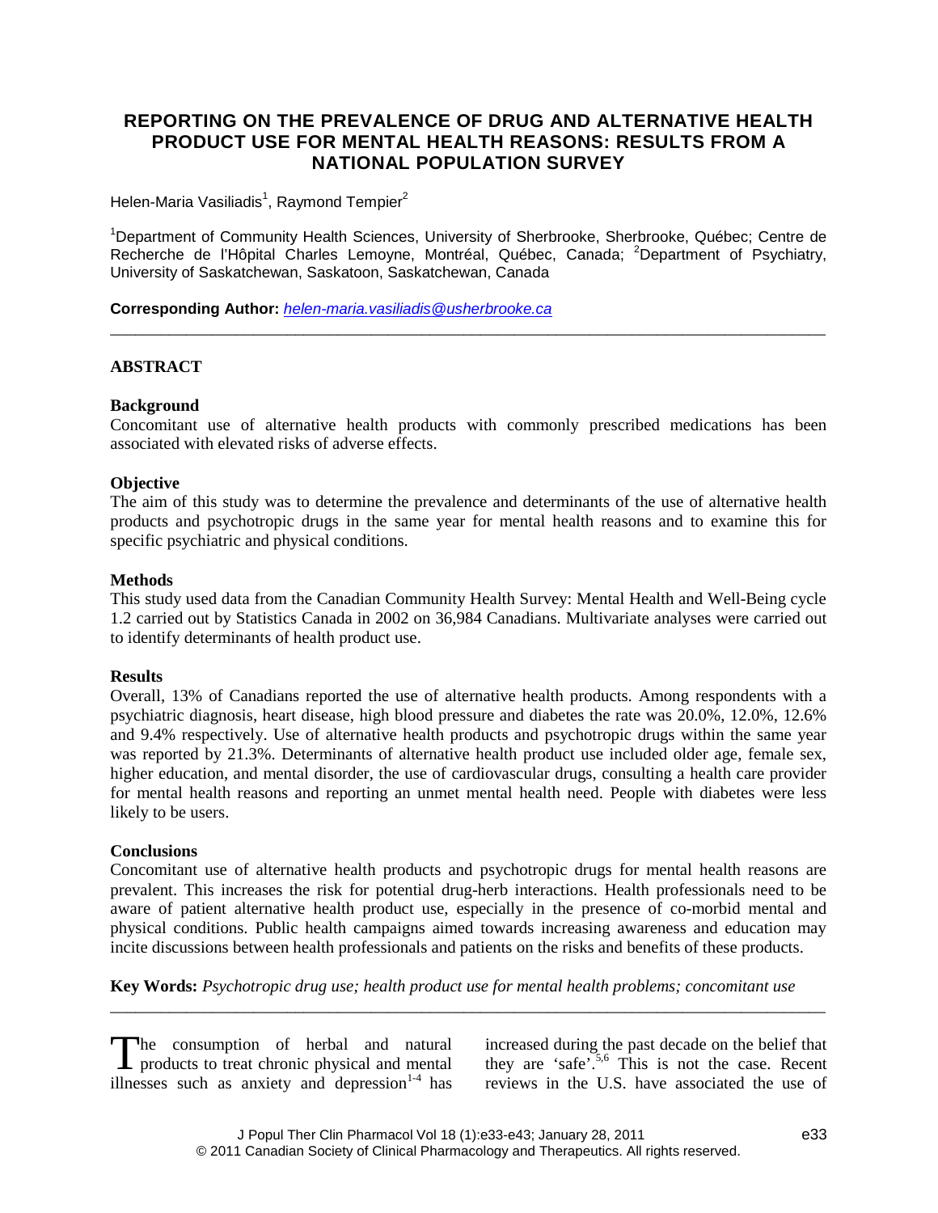# REPORTING ON THE PREVALENCE OF DRUG AND ALTERNATIVE HEALTH PRODUCT USE FOR MENTAL HEALTH REASONS: RESULTS FROM A NATIONAL POPULATION SURVEY

Helen-Maria Vasiliadis[1], Raymond Tempier[2]

[1]Department of Community Health Sciences, University of Sherbrooke, Sherbrooke, Québec; Centre de Recherche de l'Hôpital Charles Lemoyne, Montréal, Québec, Canada; [2]Department of Psychiatry, University of Saskatchewan, Saskatoon, Saskatchewan, Canada

**Corresponding Author:** *helen-maria.vasiliadis@usherbrooke.ca*

## ABSTRACT

### Background

Concomitant use of alternative health products with commonly prescribed medications has been associated with elevated risks of adverse effects.

### Objective

The aim of this study was to determine the prevalence and determinants of the use of alternative health products and psychotropic drugs in the same year for mental health reasons and to examine this for specific psychiatric and physical conditions.

### Methods

This study used data from the Canadian Community Health Survey: Mental Health and Well-Being cycle 1.2 carried out by Statistics Canada in 2002 on 36,984 Canadians. Multivariate analyses were carried out to identify determinants of health product use.

### Results

Overall, 13% of Canadians reported the use of alternative health products. Among respondents with a psychiatric diagnosis, heart disease, high blood pressure and diabetes the rate was 20.0%, 12.0%, 12.6% and 9.4% respectively. Use of alternative health products and psychotropic drugs within the same year was reported by 21.3%. Determinants of alternative health product use included older age, female sex, higher education, and mental disorder, the use of cardiovascular drugs, consulting a health care provider for mental health reasons and reporting an unmet mental health need. People with diabetes were less likely to be users.

### Conclusions

Concomitant use of alternative health products and psychotropic drugs for mental health reasons are prevalent. This increases the risk for potential drug-herb interactions. Health professionals need to be aware of patient alternative health product use, especially in the presence of co-morbid mental and physical conditions. Public health campaigns aimed towards increasing awareness and education may incite discussions between health professionals and patients on the risks and benefits of these products.

**Key Words:** *Psychotropic drug use; health product use for mental health problems; concomitant use*

---

The consumption of herbal and natural products to treat chronic physical and mental illnesses such as anxiety and depression[1-4] has increased during the past decade on the belief that they are 'safe'.[5,6] This is not the case. Recent reviews in the U.S. have associated the use of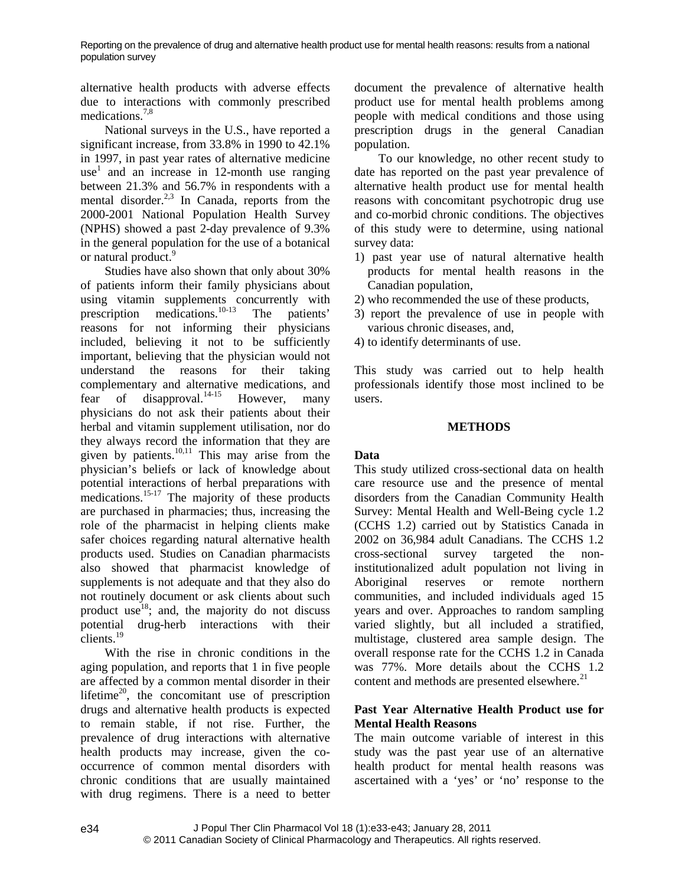alternative health products with adverse effects due to interactions with commonly prescribed medications.[7,8]

National surveys in the U.S., have reported a significant increase, from 33.8% in 1990 to 42.1% in 1997, in past year rates of alternative medicine use[1] and an increase in 12-month use ranging between 21.3% and 56.7% in respondents with a mental disorder.[2,3] In Canada, reports from the 2000-2001 National Population Health Survey (NPHS) showed a past 2-day prevalence of 9.3% in the general population for the use of a botanical or natural product.[9]

Studies have also shown that only about 30% of patients inform their family physicians about using vitamin supplements concurrently with prescription medications.[10-13] The patients' reasons for not informing their physicians included, believing it not to be sufficiently important, believing that the physician would not understand the reasons for their taking complementary and alternative medications, and fear of disapproval.[14-15] However, many physicians do not ask their patients about their herbal and vitamin supplement utilisation, nor do they always record the information that they are given by patients.[10,11] This may arise from the physician's beliefs or lack of knowledge about potential interactions of herbal preparations with medications.[15-17] The majority of these products are purchased in pharmacies; thus, increasing the role of the pharmacist in helping clients make safer choices regarding natural alternative health products used. Studies on Canadian pharmacists also showed that pharmacist knowledge of supplements is not adequate and that they also do not routinely document or ask clients about such product use[18]; and, the majority do not discuss potential drug-herb interactions with their clients.[19]

With the rise in chronic conditions in the aging population, and reports that 1 in five people are affected by a common mental disorder in their lifetime[20], the concomitant use of prescription drugs and alternative health products is expected to remain stable, if not rise. Further, the prevalence of drug interactions with alternative health products may increase, given the co-occurrence of common mental disorders with chronic conditions that are usually maintained with drug regimens. There is a need to better document the prevalence of alternative health product use for mental health problems among people with medical conditions and those using prescription drugs in the general Canadian population.

To our knowledge, no other recent study to date has reported on the past year prevalence of alternative health product use for mental health reasons with concomitant psychotropic drug use and co-morbid chronic conditions. The objectives of this study were to determine, using national survey data:

1) past year use of natural alternative health products for mental health reasons in the Canadian population,
2) who recommended the use of these products,
3) report the prevalence of use in people with various chronic diseases, and,
4) to identify determinants of use.

This study was carried out to help health professionals identify those most inclined to be users.

## METHODS

### Data

This study utilized cross-sectional data on health care resource use and the presence of mental disorders from the Canadian Community Health Survey: Mental Health and Well-Being cycle 1.2 (CCHS 1.2) carried out by Statistics Canada in 2002 on 36,984 adult Canadians. The CCHS 1.2 cross-sectional survey targeted the non-institutionalized adult population not living in Aboriginal reserves or remote northern communities, and included individuals aged 15 years and over. Approaches to random sampling varied slightly, but all included a stratified, multistage, clustered area sample design. The overall response rate for the CCHS 1.2 in Canada was 77%. More details about the CCHS 1.2 content and methods are presented elsewhere.[21]

### Past Year Alternative Health Product use for Mental Health Reasons

The main outcome variable of interest in this study was the past year use of an alternative health product for mental health reasons was ascertained with a 'yes' or 'no' response to the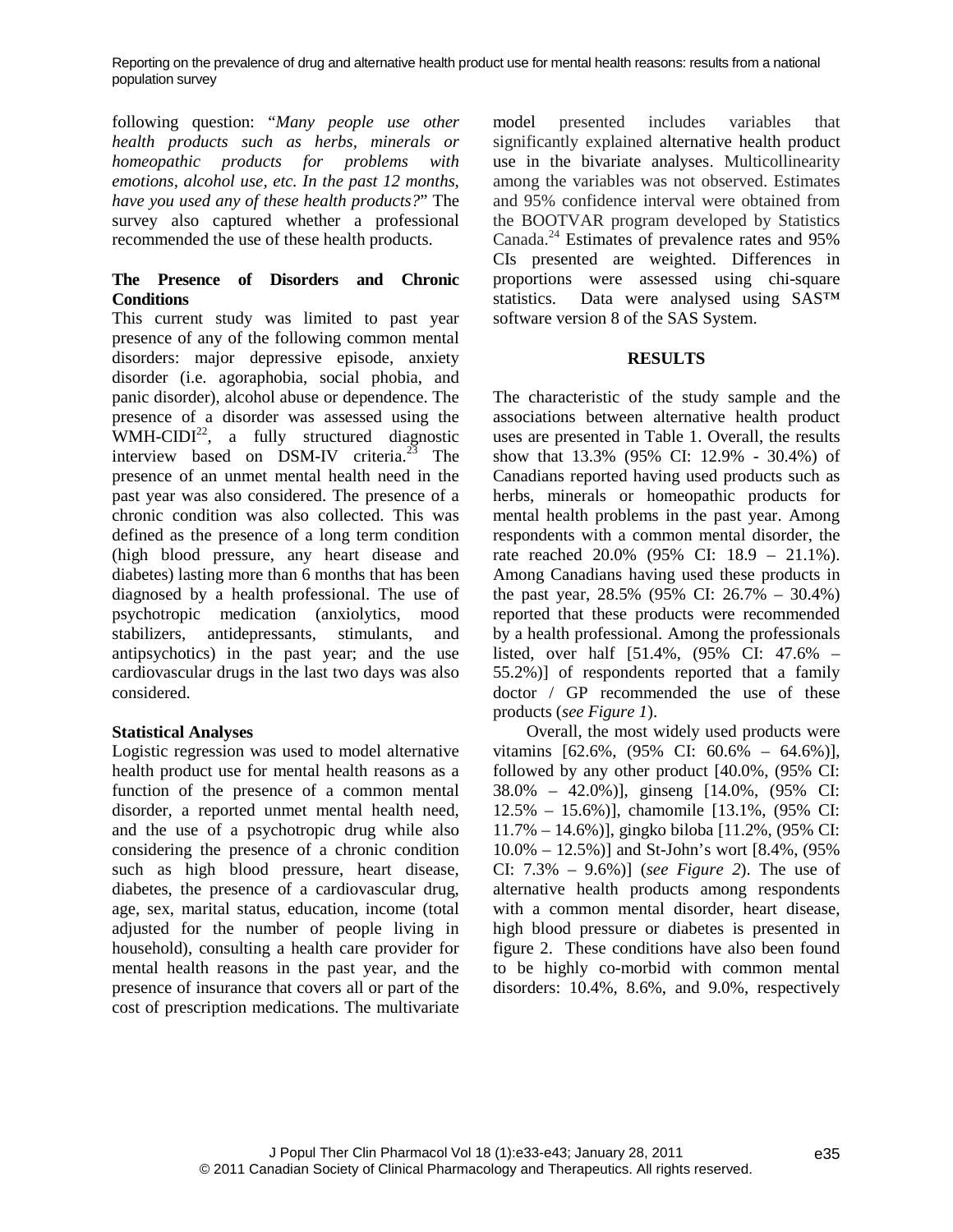following question: "*Many people use other health products such as herbs, minerals or homeopathic products for problems with emotions, alcohol use, etc. In the past 12 months, have you used any of these health products?*" The survey also captured whether a professional recommended the use of these health products.

### The Presence of Disorders and Chronic Conditions

This current study was limited to past year presence of any of the following common mental disorders: major depressive episode, anxiety disorder (i.e. agoraphobia, social phobia, and panic disorder), alcohol abuse or dependence. The presence of a disorder was assessed using the WMH-CIDI[22], a fully structured diagnostic interview based on DSM-IV criteria.[23] The presence of an unmet mental health need in the past year was also considered. The presence of a chronic condition was also collected. This was defined as the presence of a long term condition (high blood pressure, any heart disease and diabetes) lasting more than 6 months that has been diagnosed by a health professional. The use of psychotropic medication (anxiolytics, mood stabilizers, antidepressants, stimulants, and antipsychotics) in the past year; and the use cardiovascular drugs in the last two days was also considered.

### Statistical Analyses

Logistic regression was used to model alternative health product use for mental health reasons as a function of the presence of a common mental disorder, a reported unmet mental health need, and the use of a psychotropic drug while also considering the presence of a chronic condition such as high blood pressure, heart disease, diabetes, the presence of a cardiovascular drug, age, sex, marital status, education, income (total adjusted for the number of people living in household), consulting a health care provider for mental health reasons in the past year, and the presence of insurance that covers all or part of the cost of prescription medications. The multivariate model presented includes variables that significantly explained alternative health product use in the bivariate analyses. Multicollinearity among the variables was not observed. Estimates and 95% confidence interval were obtained from the BOOTVAR program developed by Statistics Canada.[24] Estimates of prevalence rates and 95% CIs presented are weighted. Differences in proportions were assessed using chi-square statistics. Data were analysed using SAS™ software version 8 of the SAS System.

## RESULTS

The characteristic of the study sample and the associations between alternative health product uses are presented in Table 1. Overall, the results show that 13.3% (95% CI: 12.9% - 30.4%) of Canadians reported having used products such as herbs, minerals or homeopathic products for mental health problems in the past year. Among respondents with a common mental disorder, the rate reached 20.0% (95% CI: 18.9 – 21.1%). Among Canadians having used these products in the past year, 28.5% (95% CI: 26.7% – 30.4%) reported that these products were recommended by a health professional. Among the professionals listed, over half [51.4%, (95% CI: 47.6% – 55.2%)] of respondents reported that a family doctor / GP recommended the use of these products (*see Figure 1*).

Overall, the most widely used products were vitamins [62.6%, (95% CI: 60.6% – 64.6%)], followed by any other product [40.0%, (95% CI: 38.0% – 42.0%)], ginseng [14.0%, (95% CI: 12.5% – 15.6%)], chamomile [13.1%, (95% CI: 11.7% – 14.6%)], gingko biloba [11.2%, (95% CI: 10.0% – 12.5%)] and St-John's wort [8.4%, (95% CI: 7.3% – 9.6%)] (*see Figure 2*). The use of alternative health products among respondents with a common mental disorder, heart disease, high blood pressure or diabetes is presented in figure 2. These conditions have also been found to be highly co-morbid with common mental disorders: 10.4%, 8.6%, and 9.0%, respectively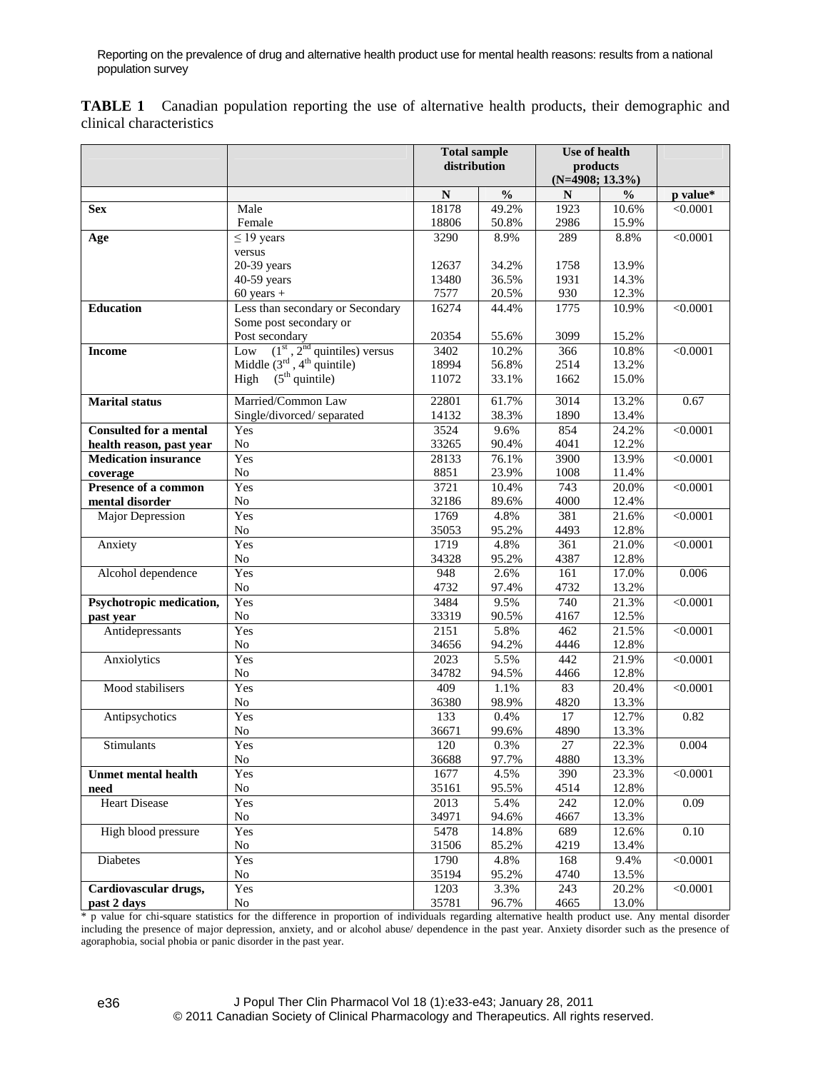**TABLE 1** Canadian population reporting the use of alternative health products, their demographic and clinical characteristics

| | | Total sample distribution | | Use of health products (N=4908; 13.3%) | | |
|---|---|---|---|---|---|---|
| | | N | % | N | % | p value* |
| **Sex** | Male | 18178 | 49.2% | 1923 | 10.6% | <0.0001 |
| | Female | 18806 | 50.8% | 2986 | 15.9% | |
| **Age** | ≤ 19 years versus | 3290 | 8.9% | 289 | 8.8% | <0.0001 |
| | 20-39 years | 12637 | 34.2% | 1758 | 13.9% | |
| | 40-59 years | 13480 | 36.5% | 1931 | 14.3% | |
| | 60 years + | 7577 | 20.5% | 930 | 12.3% | |
| **Education** | Less than secondary or Secondary | 16274 | 44.4% | 1775 | 10.9% | <0.0001 |
| | Some post secondary or Post secondary | 20354 | 55.6% | 3099 | 15.2% | |
| **Income** | Low (1st, 2nd quintiles) versus | 3402 | 10.2% | 366 | 10.8% | <0.0001 |
| | Middle (3rd, 4th quintile) | 18994 | 56.8% | 2514 | 13.2% | |
| | High (5th quintile) | 11072 | 33.1% | 1662 | 15.0% | |
| **Marital status** | Married/Common Law | 22801 | 61.7% | 3014 | 13.2% | 0.67 |
| | Single/divorced/ separated | 14132 | 38.3% | 1890 | 13.4% | |
| **Consulted for a mental health reason, past year** | Yes | 3524 | 9.6% | 854 | 24.2% | <0.0001 |
| | No | 33265 | 90.4% | 4041 | 12.2% | |
| **Medication insurance coverage** | Yes | 28133 | 76.1% | 3900 | 13.9% | <0.0001 |
| | No | 8851 | 23.9% | 1008 | 11.4% | |
| **Presence of a common mental disorder** | Yes | 3721 | 10.4% | 743 | 20.0% | <0.0001 |
| | No | 32186 | 89.6% | 4000 | 12.4% | |
| Major Depression | Yes | 1769 | 4.8% | 381 | 21.6% | <0.0001 |
| | No | 35053 | 95.2% | 4493 | 12.8% | |
| Anxiety | Yes | 1719 | 4.8% | 361 | 21.0% | <0.0001 |
| | No | 34328 | 95.2% | 4387 | 12.8% | |
| Alcohol dependence | Yes | 948 | 2.6% | 161 | 17.0% | 0.006 |
| | No | 4732 | 97.4% | 4732 | 13.2% | |
| **Psychotropic medication, past year** | Yes | 3484 | 9.5% | 740 | 21.3% | <0.0001 |
| | No | 33319 | 90.5% | 4167 | 12.5% | |
| Antidepressants | Yes | 2151 | 5.8% | 462 | 21.5% | <0.0001 |
| | No | 34656 | 94.2% | 4446 | 12.8% | |
| Anxiolytics | Yes | 2023 | 5.5% | 442 | 21.9% | <0.0001 |
| | No | 34782 | 94.5% | 4466 | 12.8% | |
| Mood stabilisers | Yes | 409 | 1.1% | 83 | 20.4% | <0.0001 |
| | No | 36380 | 98.9% | 4820 | 13.3% | |
| Antipsychotics | Yes | 133 | 0.4% | 17 | 12.7% | 0.82 |
| | No | 36671 | 99.6% | 4890 | 13.3% | |
| Stimulants | Yes | 120 | 0.3% | 27 | 22.3% | 0.004 |
| | No | 36688 | 97.7% | 4880 | 13.3% | |
| **Unmet mental health need** | Yes | 1677 | 4.5% | 390 | 23.3% | <0.0001 |
| | No | 35161 | 95.5% | 4514 | 12.8% | |
| Heart Disease | Yes | 2013 | 5.4% | 242 | 12.0% | 0.09 |
| | No | 34971 | 94.6% | 4667 | 13.3% | |
| High blood pressure | Yes | 5478 | 14.8% | 689 | 12.6% | 0.10 |
| | No | 31506 | 85.2% | 4219 | 13.4% | |
| Diabetes | Yes | 1790 | 4.8% | 168 | 9.4% | <0.0001 |
| | No | 35194 | 95.2% | 4740 | 13.5% | |
| **Cardiovascular drugs, past 2 days** | Yes | 1203 | 3.3% | 243 | 20.2% | <0.0001 |
| | No | 35781 | 96.7% | 4665 | 13.0% | |

\* p value for chi-square statistics for the difference in proportion of individuals regarding alternative health product use. Any mental disorder including the presence of major depression, anxiety, and or alcohol abuse/ dependence in the past year. Anxiety disorder such as the presence of agoraphobia, social phobia or panic disorder in the past year.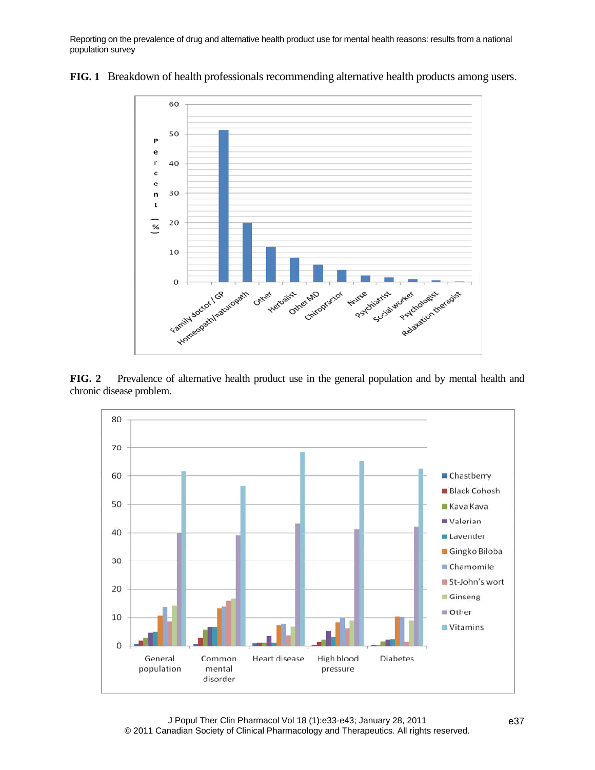**FIG. 1** Breakdown of health professionals recommending alternative health products among users.

**FIG. 2** Prevalence of alternative health product use in the general population and by mental health and chronic disease problem.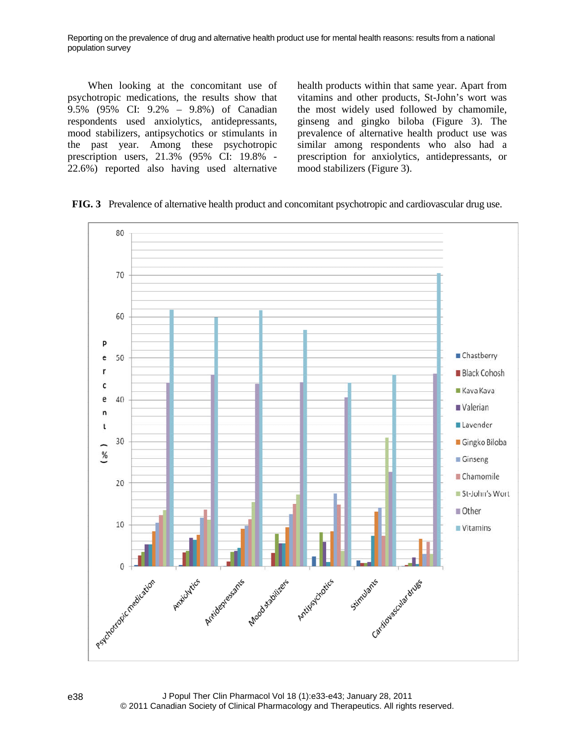When looking at the concomitant use of psychotropic medications, the results show that 9.5% (95% CI: 9.2% – 9.8%) of Canadian respondents used anxiolytics, antidepressants, mood stabilizers, antipsychotics or stimulants in the past year. Among these psychotropic prescription users, 21.3% (95% CI: 19.8% - 22.6%) reported also having used alternative health products within that same year. Apart from vitamins and other products, St-John's wort was the most widely used followed by chamomile, ginseng and gingko biloba (Figure 3). The prevalence of alternative health product use was similar among respondents who also had a prescription for anxiolytics, antidepressants, or mood stabilizers (Figure 3).

**FIG. 3** Prevalence of alternative health product and concomitant psychotropic and cardiovascular drug use.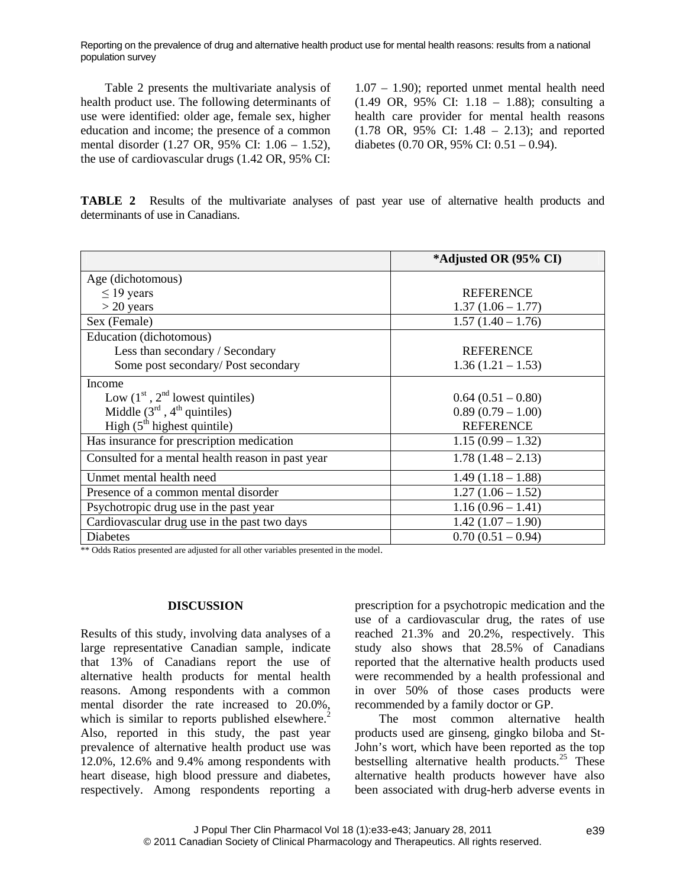Table 2 presents the multivariate analysis of health product use. The following determinants of use were identified: older age, female sex, higher education and income; the presence of a common mental disorder (1.27 OR, 95% CI: 1.06 – 1.52), the use of cardiovascular drugs (1.42 OR, 95% CI: 1.07 – 1.90); reported unmet mental health need (1.49 OR, 95% CI: 1.18 – 1.88); consulting a health care provider for mental health reasons (1.78 OR, 95% CI: 1.48 – 2.13); and reported diabetes (0.70 OR, 95% CI: 0.51 – 0.94).

**TABLE 2** Results of the multivariate analyses of past year use of alternative health products and determinants of use in Canadians.

| | *Adjusted OR (95% CI) |
|---|---|
| Age (dichotomous) | |
| ≤ 19 years | REFERENCE |
| > 20 years | 1.37 (1.06 – 1.77) |
| Sex (Female) | 1.57 (1.40 – 1.76) |
| Education (dichotomous) | |
| Less than secondary / Secondary | REFERENCE |
| Some post secondary/ Post secondary | 1.36 (1.21 – 1.53) |
| Income | |
| Low (1st , 2nd lowest quintiles) | 0.64 (0.51 – 0.80) |
| Middle (3rd , 4th quintiles) | 0.89 (0.79 – 1.00) |
| High (5th highest quintile) | REFERENCE |
| Has insurance for prescription medication | 1.15 (0.99 – 1.32) |
| Consulted for a mental health reason in past year | 1.78 (1.48 – 2.13) |
| Unmet mental health need | 1.49 (1.18 – 1.88) |
| Presence of a common mental disorder | 1.27 (1.06 – 1.52) |
| Psychotropic drug use in the past year | 1.16 (0.96 – 1.41) |
| Cardiovascular drug use in the past two days | 1.42 (1.07 – 1.90) |
| Diabetes | 0.70 (0.51 – 0.94) |

** Odds Ratios presented are adjusted for all other variables presented in the model.

## DISCUSSION

Results of this study, involving data analyses of a large representative Canadian sample, indicate that 13% of Canadians report the use of alternative health products for mental health reasons. Among respondents with a common mental disorder the rate increased to 20.0%, which is similar to reports published elsewhere.[2] Also, reported in this study, the past year prevalence of alternative health product use was 12.0%, 12.6% and 9.4% among respondents with heart disease, high blood pressure and diabetes, respectively. Among respondents reporting a prescription for a psychotropic medication and the use of a cardiovascular drug, the rates of use reached 21.3% and 20.2%, respectively. This study also shows that 28.5% of Canadians reported that the alternative health products used were recommended by a health professional and in over 50% of those cases products were recommended by a family doctor or GP.

The most common alternative health products used are ginseng, gingko biloba and St-John's wort, which have been reported as the top bestselling alternative health products.[25] These alternative health products however have also been associated with drug-herb adverse events in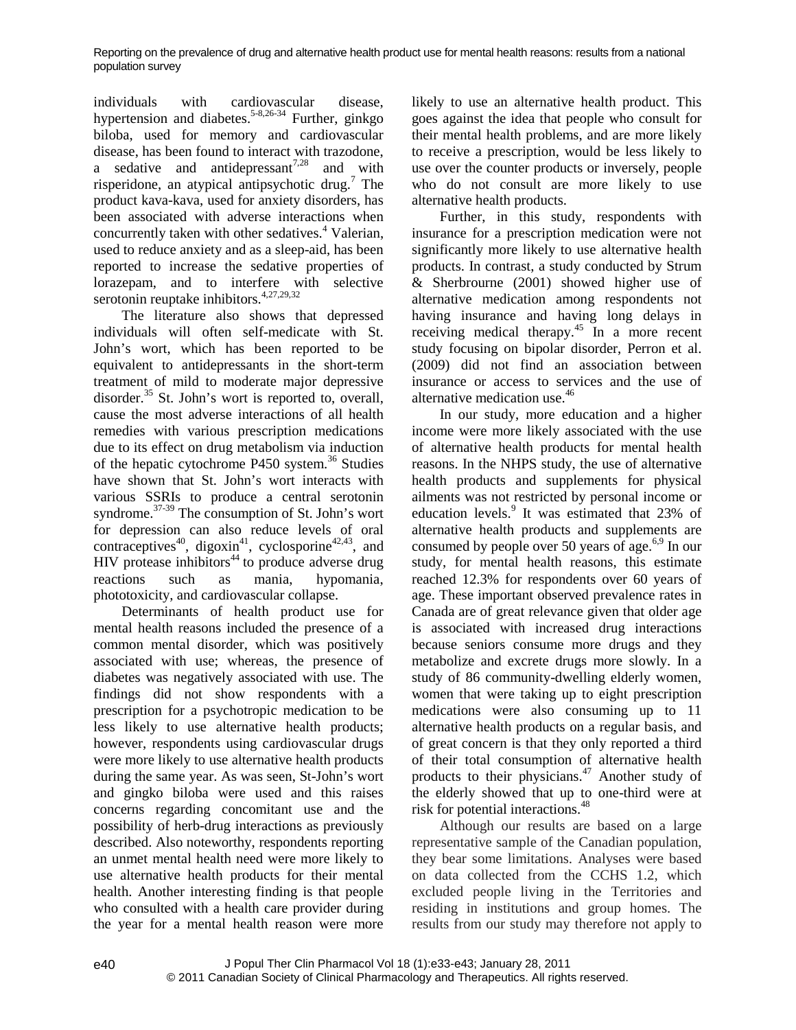individuals with cardiovascular disease, hypertension and diabetes.[5-8,26-34] Further, ginkgo biloba, used for memory and cardiovascular disease, has been found to interact with trazodone, a sedative and antidepressant[7,28] and with risperidone, an atypical antipsychotic drug.[7] The product kava-kava, used for anxiety disorders, has been associated with adverse interactions when concurrently taken with other sedatives.[4] Valerian, used to reduce anxiety and as a sleep-aid, has been reported to increase the sedative properties of lorazepam, and to interfere with selective serotonin reuptake inhibitors.[4,27,29,32]

The literature also shows that depressed individuals will often self-medicate with St. John's wort, which has been reported to be equivalent to antidepressants in the short-term treatment of mild to moderate major depressive disorder.[35] St. John's wort is reported to, overall, cause the most adverse interactions of all health remedies with various prescription medications due to its effect on drug metabolism via induction of the hepatic cytochrome P450 system.[36] Studies have shown that St. John's wort interacts with various SSRIs to produce a central serotonin syndrome.[37-39] The consumption of St. John's wort for depression can also reduce levels of oral contraceptives[40], digoxin[41], cyclosporine[42,43], and HIV protease inhibitors[44] to produce adverse drug reactions such as mania, hypomania, phototoxicity, and cardiovascular collapse.

Determinants of health product use for mental health reasons included the presence of a common mental disorder, which was positively associated with use; whereas, the presence of diabetes was negatively associated with use. The findings did not show respondents with a prescription for a psychotropic medication to be less likely to use alternative health products; however, respondents using cardiovascular drugs were more likely to use alternative health products during the same year. As was seen, St-John's wort and gingko biloba were used and this raises concerns regarding concomitant use and the possibility of herb-drug interactions as previously described. Also noteworthy, respondents reporting an unmet mental health need were more likely to use alternative health products for their mental health. Another interesting finding is that people who consulted with a health care provider during the year for a mental health reason were more likely to use an alternative health product. This goes against the idea that people who consult for their mental health problems, and are more likely to receive a prescription, would be less likely to use over the counter products or inversely, people who do not consult are more likely to use alternative health products.

Further, in this study, respondents with insurance for a prescription medication were not significantly more likely to use alternative health products. In contrast, a study conducted by Strum & Sherbrourne (2001) showed higher use of alternative medication among respondents not having insurance and having long delays in receiving medical therapy.[45] In a more recent study focusing on bipolar disorder, Perron et al. (2009) did not find an association between insurance or access to services and the use of alternative medication use.[46]

In our study, more education and a higher income were more likely associated with the use of alternative health products for mental health reasons. In the NHPS study, the use of alternative health products and supplements for physical ailments was not restricted by personal income or education levels.[9] It was estimated that 23% of alternative health products and supplements are consumed by people over 50 years of age.[6,9] In our study, for mental health reasons, this estimate reached 12.3% for respondents over 60 years of age. These important observed prevalence rates in Canada are of great relevance given that older age is associated with increased drug interactions because seniors consume more drugs and they metabolize and excrete drugs more slowly. In a study of 86 community-dwelling elderly women, women that were taking up to eight prescription medications were also consuming up to 11 alternative health products on a regular basis, and of great concern is that they only reported a third of their total consumption of alternative health products to their physicians.[47] Another study of the elderly showed that up to one-third were at risk for potential interactions.[48]

Although our results are based on a large representative sample of the Canadian population, they bear some limitations. Analyses were based on data collected from the CCHS 1.2, which excluded people living in the Territories and residing in institutions and group homes. The results from our study may therefore not apply to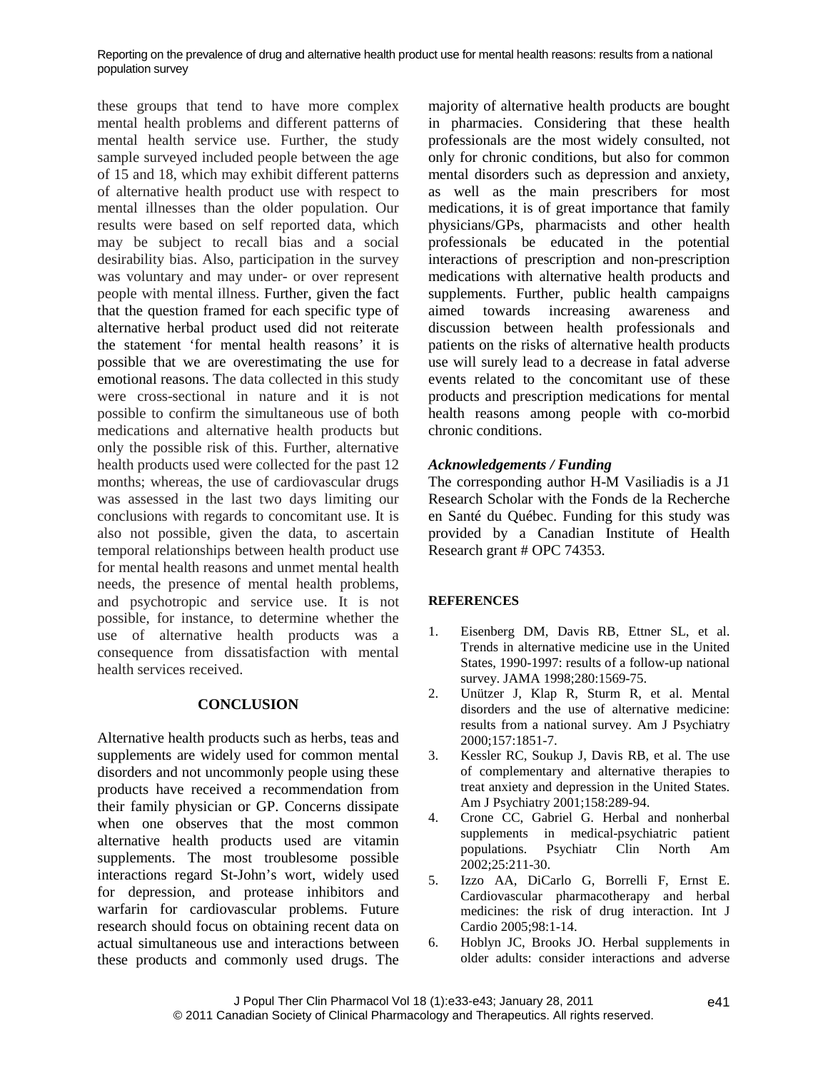these groups that tend to have more complex mental health problems and different patterns of mental health service use. Further, the study sample surveyed included people between the age of 15 and 18, which may exhibit different patterns of alternative health product use with respect to mental illnesses than the older population. Our results were based on self reported data, which may be subject to recall bias and a social desirability bias. Also, participation in the survey was voluntary and may under- or over represent people with mental illness. Further, given the fact that the question framed for each specific type of alternative herbal product used did not reiterate the statement 'for mental health reasons' it is possible that we are overestimating the use for emotional reasons. The data collected in this study were cross-sectional in nature and it is not possible to confirm the simultaneous use of both medications and alternative health products but only the possible risk of this. Further, alternative health products used were collected for the past 12 months; whereas, the use of cardiovascular drugs was assessed in the last two days limiting our conclusions with regards to concomitant use. It is also not possible, given the data, to ascertain temporal relationships between health product use for mental health reasons and unmet mental health needs, the presence of mental health problems, and psychotropic and service use. It is not possible, for instance, to determine whether the use of alternative health products was a consequence from dissatisfaction with mental health services received.

## CONCLUSION

Alternative health products such as herbs, teas and supplements are widely used for common mental disorders and not uncommonly people using these products have received a recommendation from their family physician or GP. Concerns dissipate when one observes that the most common alternative health products used are vitamin supplements. The most troublesome possible interactions regard St-John's wort, widely used for depression, and protease inhibitors and warfarin for cardiovascular problems. Future research should focus on obtaining recent data on actual simultaneous use and interactions between these products and commonly used drugs. The majority of alternative health products are bought in pharmacies. Considering that these health professionals are the most widely consulted, not only for chronic conditions, but also for common mental disorders such as depression and anxiety, as well as the main prescribers for most medications, it is of great importance that family physicians/GPs, pharmacists and other health professionals be educated in the potential interactions of prescription and non-prescription medications with alternative health products and supplements. Further, public health campaigns aimed towards increasing awareness and discussion between health professionals and patients on the risks of alternative health products use will surely lead to a decrease in fatal adverse events related to the concomitant use of these products and prescription medications for mental health reasons among people with co-morbid chronic conditions.

### *Acknowledgements / Funding*

The corresponding author H-M Vasiliadis is a J1 Research Scholar with the Fonds de la Recherche en Santé du Québec. Funding for this study was provided by a Canadian Institute of Health Research grant # OPC 74353.

## REFERENCES

1. Eisenberg DM, Davis RB, Ettner SL, et al. Trends in alternative medicine use in the United States, 1990-1997: results of a follow-up national survey. JAMA 1998;280:1569-75.
2. Unützer J, Klap R, Sturm R, et al. Mental disorders and the use of alternative medicine: results from a national survey. Am J Psychiatry 2000;157:1851-7.
3. Kessler RC, Soukup J, Davis RB, et al. The use of complementary and alternative therapies to treat anxiety and depression in the United States. Am J Psychiatry 2001;158:289-94.
4. Crone CC, Gabriel G. Herbal and nonherbal supplements in medical-psychiatric patient populations. Psychiatr Clin North Am 2002;25:211-30.
5. Izzo AA, DiCarlo G, Borrelli F, Ernst E. Cardiovascular pharmacotherapy and herbal medicines: the risk of drug interaction. Int J Cardio 2005;98:1-14.
6. Hoblyn JC, Brooks JO. Herbal supplements in older adults: consider interactions and adverse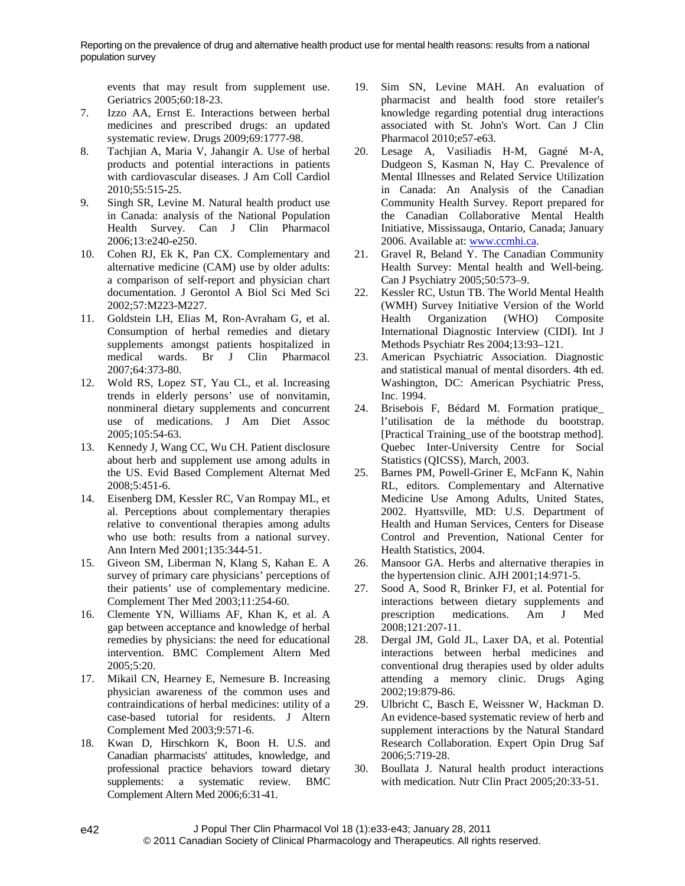events that may result from supplement use. Geriatrics 2005;60:18-23.

7. Izzo AA, Ernst E. Interactions between herbal medicines and prescribed drugs: an updated systematic review. Drugs 2009;69:1777-98.
8. Tachjian A, Maria V, Jahangir A. Use of herbal products and potential interactions in patients with cardiovascular diseases. J Am Coll Cardiol 2010;55:515-25.
9. Singh SR, Levine M. Natural health product use in Canada: analysis of the National Population Health Survey. Can J Clin Pharmacol 2006;13:e240-e250.
10. Cohen RJ, Ek K, Pan CX. Complementary and alternative medicine (CAM) use by older adults: a comparison of self-report and physician chart documentation. J Gerontol A Biol Sci Med Sci 2002;57:M223-M227.
11. Goldstein LH, Elias M, Ron-Avraham G, et al. Consumption of herbal remedies and dietary supplements amongst patients hospitalized in medical wards. Br J Clin Pharmacol 2007;64:373-80.
12. Wold RS, Lopez ST, Yau CL, et al. Increasing trends in elderly persons' use of nonvitamin, nonmineral dietary supplements and concurrent use of medications. J Am Diet Assoc 2005;105:54-63.
13. Kennedy J, Wang CC, Wu CH. Patient disclosure about herb and supplement use among adults in the US. Evid Based Complement Alternat Med 2008;5:451-6.
14. Eisenberg DM, Kessler RC, Van Rompay ML, et al. Perceptions about complementary therapies relative to conventional therapies among adults who use both: results from a national survey. Ann Intern Med 2001;135:344-51.
15. Giveon SM, Liberman N, Klang S, Kahan E. A survey of primary care physicians' perceptions of their patients' use of complementary medicine. Complement Ther Med 2003;11:254-60.
16. Clemente YN, Williams AF, Khan K, et al. A gap between acceptance and knowledge of herbal remedies by physicians: the need for educational intervention. BMC Complement Altern Med 2005;5:20.
17. Mikail CN, Hearney E, Nemesure B. Increasing physician awareness of the common uses and contraindications of herbal medicines: utility of a case-based tutorial for residents. J Altern Complement Med 2003;9:571-6.
18. Kwan D, Hirschkorn K, Boon H. U.S. and Canadian pharmacists' attitudes, knowledge, and professional practice behaviors toward dietary supplements: a systematic review. BMC Complement Altern Med 2006;6:31-41.
19. Sim SN, Levine MAH. An evaluation of pharmacist and health food store retailer's knowledge regarding potential drug interactions associated with St. John's Wort. Can J Clin Pharmacol 2010;e57-e63.
20. Lesage A, Vasiliadis H-M, Gagné M-A, Dudgeon S, Kasman N, Hay C. Prevalence of Mental Illnesses and Related Service Utilization in Canada: An Analysis of the Canadian Community Health Survey. Report prepared for the Canadian Collaborative Mental Health Initiative, Mississauga, Ontario, Canada; January 2006. Available at: www.ccmhi.ca.
21. Gravel R, Beland Y. The Canadian Community Health Survey: Mental health and Well-being. Can J Psychiatry 2005;50:573–9.
22. Kessler RC, Ustun TB. The World Mental Health (WMH) Survey Initiative Version of the World Health Organization (WHO) Composite International Diagnostic Interview (CIDI). Int J Methods Psychiatr Res 2004;13:93–121.
23. American Psychiatric Association. Diagnostic and statistical manual of mental disorders. 4th ed. Washington, DC: American Psychiatric Press, Inc. 1994.
24. Brisebois F, Bédard M. Formation pratique_ l'utilisation de la méthode du bootstrap. [Practical Training_use of the bootstrap method]. Quebec Inter-University Centre for Social Statistics (QICSS), March, 2003.
25. Barnes PM, Powell-Griner E, McFann K, Nahin RL, editors. Complementary and Alternative Medicine Use Among Adults, United States, 2002. Hyattsville, MD: U.S. Department of Health and Human Services, Centers for Disease Control and Prevention, National Center for Health Statistics, 2004.
26. Mansoor GA. Herbs and alternative therapies in the hypertension clinic. AJH 2001;14:971-5.
27. Sood A, Sood R, Brinker FJ, et al. Potential for interactions between dietary supplements and prescription medications. Am J Med 2008;121:207-11.
28. Dergal JM, Gold JL, Laxer DA, et al. Potential interactions between herbal medicines and conventional drug therapies used by older adults attending a memory clinic. Drugs Aging 2002;19:879-86.
29. Ulbricht C, Basch E, Weissner W, Hackman D. An evidence-based systematic review of herb and supplement interactions by the Natural Standard Research Collaboration. Expert Opin Drug Saf 2006;5:719-28.
30. Boullata J. Natural health product interactions with medication. Nutr Clin Pract 2005;20:33-51.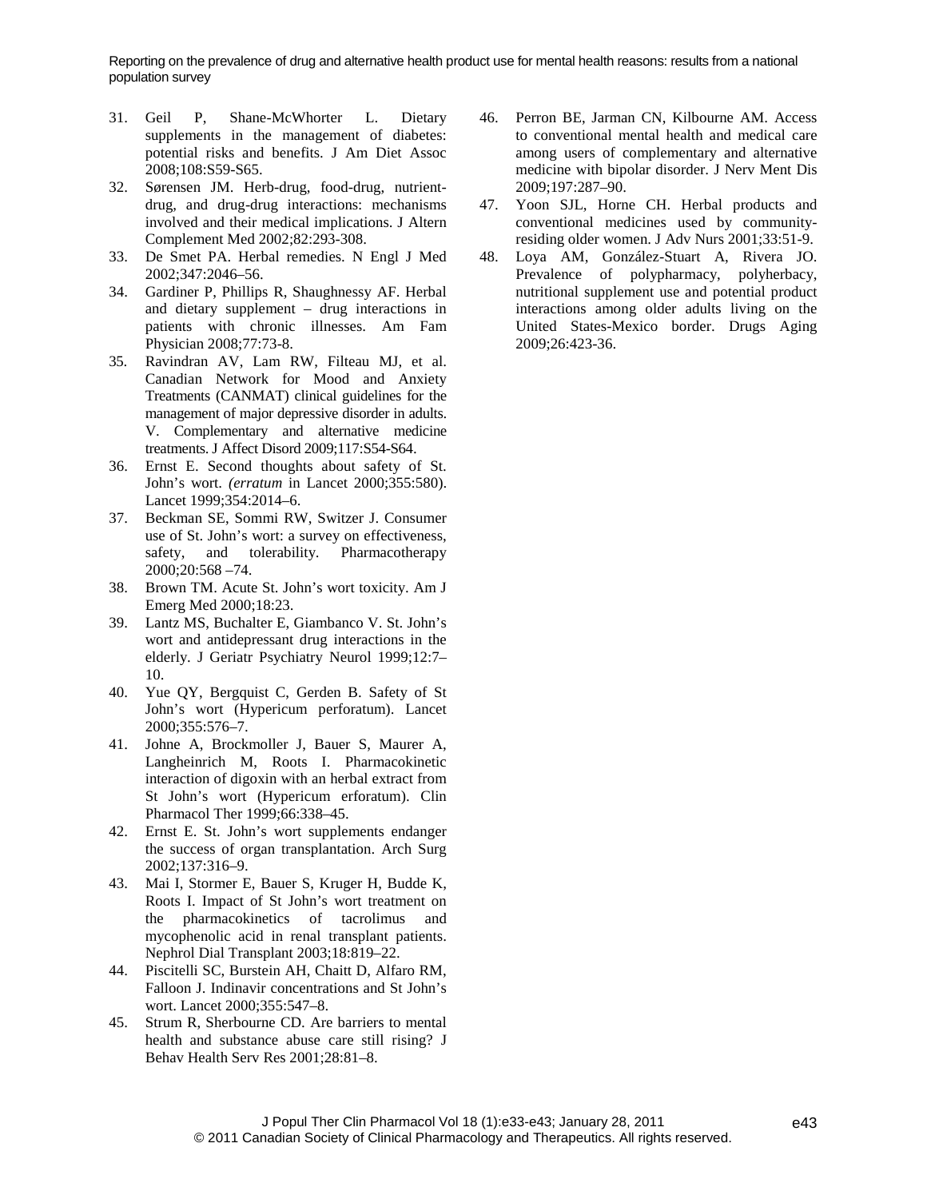31. Geil P, Shane-McWhorter L. Dietary supplements in the management of diabetes: potential risks and benefits. J Am Diet Assoc 2008;108:S59-S65.
32. Sørensen JM. Herb-drug, food-drug, nutrient-drug, and drug-drug interactions: mechanisms involved and their medical implications. J Altern Complement Med 2002;82:293-308.
33. De Smet PA. Herbal remedies. N Engl J Med 2002;347:2046–56.
34. Gardiner P, Phillips R, Shaughnessy AF. Herbal and dietary supplement – drug interactions in patients with chronic illnesses. Am Fam Physician 2008;77:73-8.
35. Ravindran AV, Lam RW, Filteau MJ, et al. Canadian Network for Mood and Anxiety Treatments (CANMAT) clinical guidelines for the management of major depressive disorder in adults. V. Complementary and alternative medicine treatments. J Affect Disord 2009;117:S54-S64.
36. Ernst E. Second thoughts about safety of St. John's wort. *(erratum* in Lancet 2000;355:580). Lancet 1999;354:2014–6.
37. Beckman SE, Sommi RW, Switzer J. Consumer use of St. John's wort: a survey on effectiveness, safety, and tolerability. Pharmacotherapy 2000;20:568 –74.
38. Brown TM. Acute St. John's wort toxicity. Am J Emerg Med 2000;18:23.
39. Lantz MS, Buchalter E, Giambanco V. St. John's wort and antidepressant drug interactions in the elderly. J Geriatr Psychiatry Neurol 1999;12:7–10.
40. Yue QY, Bergquist C, Gerden B. Safety of St John's wort (Hypericum perforatum). Lancet 2000;355:576–7.
41. Johne A, Brockmoller J, Bauer S, Maurer A, Langheinrich M, Roots I. Pharmacokinetic interaction of digoxin with an herbal extract from St John's wort (Hypericum erforatum). Clin Pharmacol Ther 1999;66:338–45.
42. Ernst E. St. John's wort supplements endanger the success of organ transplantation. Arch Surg 2002;137:316–9.
43. Mai I, Stormer E, Bauer S, Kruger H, Budde K, Roots I. Impact of St John's wort treatment on the pharmacokinetics of tacrolimus and mycophenolic acid in renal transplant patients. Nephrol Dial Transplant 2003;18:819–22.
44. Piscitelli SC, Burstein AH, Chaitt D, Alfaro RM, Falloon J. Indinavir concentrations and St John's wort. Lancet 2000;355:547–8.
45. Strum R, Sherbourne CD. Are barriers to mental health and substance abuse care still rising? J Behav Health Serv Res 2001;28:81–8.
46. Perron BE, Jarman CN, Kilbourne AM. Access to conventional mental health and medical care among users of complementary and alternative medicine with bipolar disorder. J Nerv Ment Dis 2009;197:287–90.
47. Yoon SJL, Horne CH. Herbal products and conventional medicines used by community-residing older women. J Adv Nurs 2001;33:51-9.
48. Loya AM, González-Stuart A, Rivera JO. Prevalence of polypharmacy, polyherbacy, nutritional supplement use and potential product interactions among older adults living on the United States-Mexico border. Drugs Aging 2009;26:423-36.